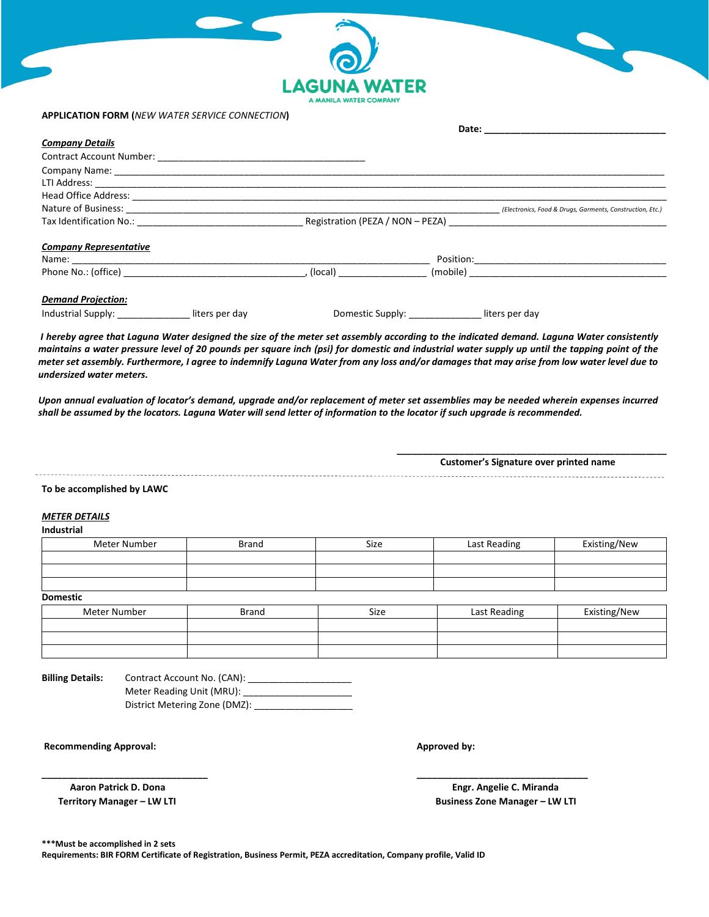LAGUNA WATER
A MANILA WATER COMPANY

**APPLICATION FORM (*NEW WATER SERVICE CONNECTION*)**

**Date: ___________________________________**

***Company Details***

Contract Account Number: ________________________________________

Company Name: ________________________________________________________________________________________

LTI Address: __________________________________________________________________________________________

Head Office Address: ____________________________________________________________________________________

Nature of Business: ______________________________________________________________________ *(Electronics, Food & Drugs, Garments, Construction, Etc.)*

Tax Identification No.: _______________________________ Registration (PEZA / NON – PEZA) __________________________________________

***Company Representative***

Name: ____________________________________________________________________ Position: ____________________________________

Phone No.: (office) ___________________________________, (local) ________________ (mobile) _____________________________________

***Demand Projection:***

Industrial Supply: ______________ liters per day Domestic Supply: ______________ liters per day

***I hereby agree that Laguna Water designed the size of the meter set assembly according to the indicated demand. Laguna Water consistently maintains a water pressure level of 20 pounds per square inch (psi) for domestic and industrial water supply up until the tapping point of the meter set assembly. Furthermore, I agree to indemnify Laguna Water from any loss and/or damages that may arise from low water level due to undersized water meters.***

***Upon annual evaluation of locator's demand, upgrade and/or replacement of meter set assemblies may be needed wherein expenses incurred shall be assumed by the locators. Laguna Water will send letter of information to the locator if such upgrade is recommended.***

_____________________________________________

**Customer's Signature over printed name**

---

**To be accomplished by LAWC**

***METER DETAILS***

**Industrial**

| Meter Number | Brand | Size | Last Reading | Existing/New |
|---|---|---|---|---|
| | | | | |
| | | | | |
| | | | | |

**Domestic**

| Meter Number | Brand | Size | Last Reading | Existing/New |
|---|---|---|---|---|
| | | | | |
| | | | | |
| | | | | |

**Billing Details:** Contract Account No. (CAN): ____________________

Meter Reading Unit (MRU): _____________________

District Metering Zone (DMZ): ___________________

**Recommending Approval:**

________________________________

**Aaron Patrick D. Dona**
**Territory Manager – LW LTI**

**Approved by:**

________________________________

**Engr. Angelie C. Miranda**
**Business Zone Manager – LW LTI**

**\*\*\*Must be accomplished in 2 sets**
**Requirements: BIR FORM Certificate of Registration, Business Permit, PEZA accreditation, Company profile, Valid ID**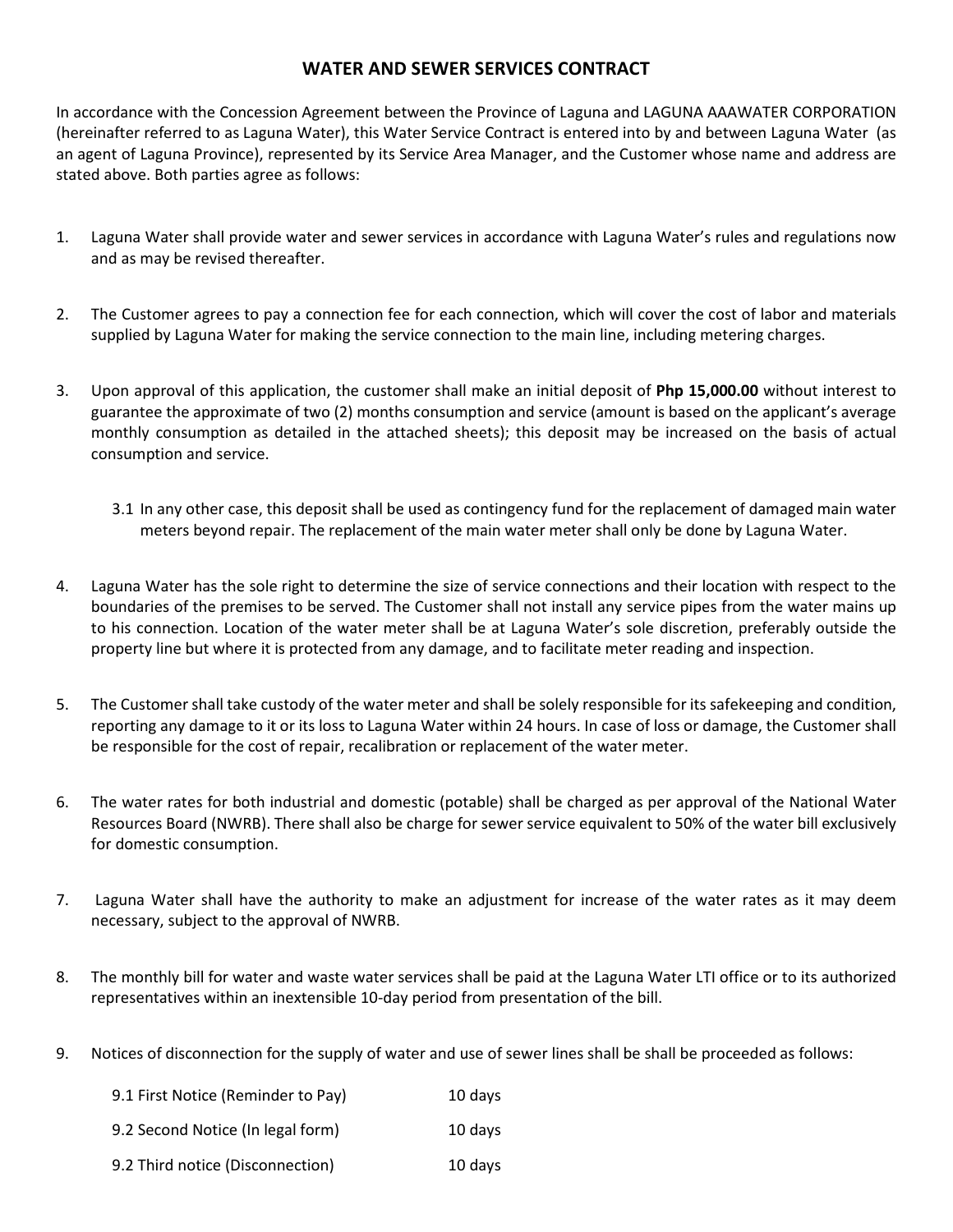# WATER AND SEWER SERVICES CONTRACT

In accordance with the Concession Agreement between the Province of Laguna and LAGUNA AAAWATER CORPORATION (hereinafter referred to as Laguna Water), this Water Service Contract is entered into by and between Laguna Water (as an agent of Laguna Province), represented by its Service Area Manager, and the Customer whose name and address are stated above. Both parties agree as follows:

1. Laguna Water shall provide water and sewer services in accordance with Laguna Water's rules and regulations now and as may be revised thereafter.

2. The Customer agrees to pay a connection fee for each connection, which will cover the cost of labor and materials supplied by Laguna Water for making the service connection to the main line, including metering charges.

3. Upon approval of this application, the customer shall make an initial deposit of **Php 15,000.00** without interest to guarantee the approximate of two (2) months consumption and service (amount is based on the applicant's average monthly consumption as detailed in the attached sheets); this deposit may be increased on the basis of actual consumption and service.

   3.1 In any other case, this deposit shall be used as contingency fund for the replacement of damaged main water meters beyond repair. The replacement of the main water meter shall only be done by Laguna Water.

4. Laguna Water has the sole right to determine the size of service connections and their location with respect to the boundaries of the premises to be served. The Customer shall not install any service pipes from the water mains up to his connection. Location of the water meter shall be at Laguna Water's sole discretion, preferably outside the property line but where it is protected from any damage, and to facilitate meter reading and inspection.

5. The Customer shall take custody of the water meter and shall be solely responsible for its safekeeping and condition, reporting any damage to it or its loss to Laguna Water within 24 hours. In case of loss or damage, the Customer shall be responsible for the cost of repair, recalibration or replacement of the water meter.

6. The water rates for both industrial and domestic (potable) shall be charged as per approval of the National Water Resources Board (NWRB). There shall also be charge for sewer service equivalent to 50% of the water bill exclusively for domestic consumption.

7. Laguna Water shall have the authority to make an adjustment for increase of the water rates as it may deem necessary, subject to the approval of NWRB.

8. The monthly bill for water and waste water services shall be paid at the Laguna Water LTI office or to its authorized representatives within an inextensible 10-day period from presentation of the bill.

9. Notices of disconnection for the supply of water and use of sewer lines shall be shall be proceeded as follows:

| | |
|---|---|
| 9.1 First Notice (Reminder to Pay) | 10 days |
| 9.2 Second Notice (In legal form) | 10 days |
| 9.2 Third notice (Disconnection) | 10 days |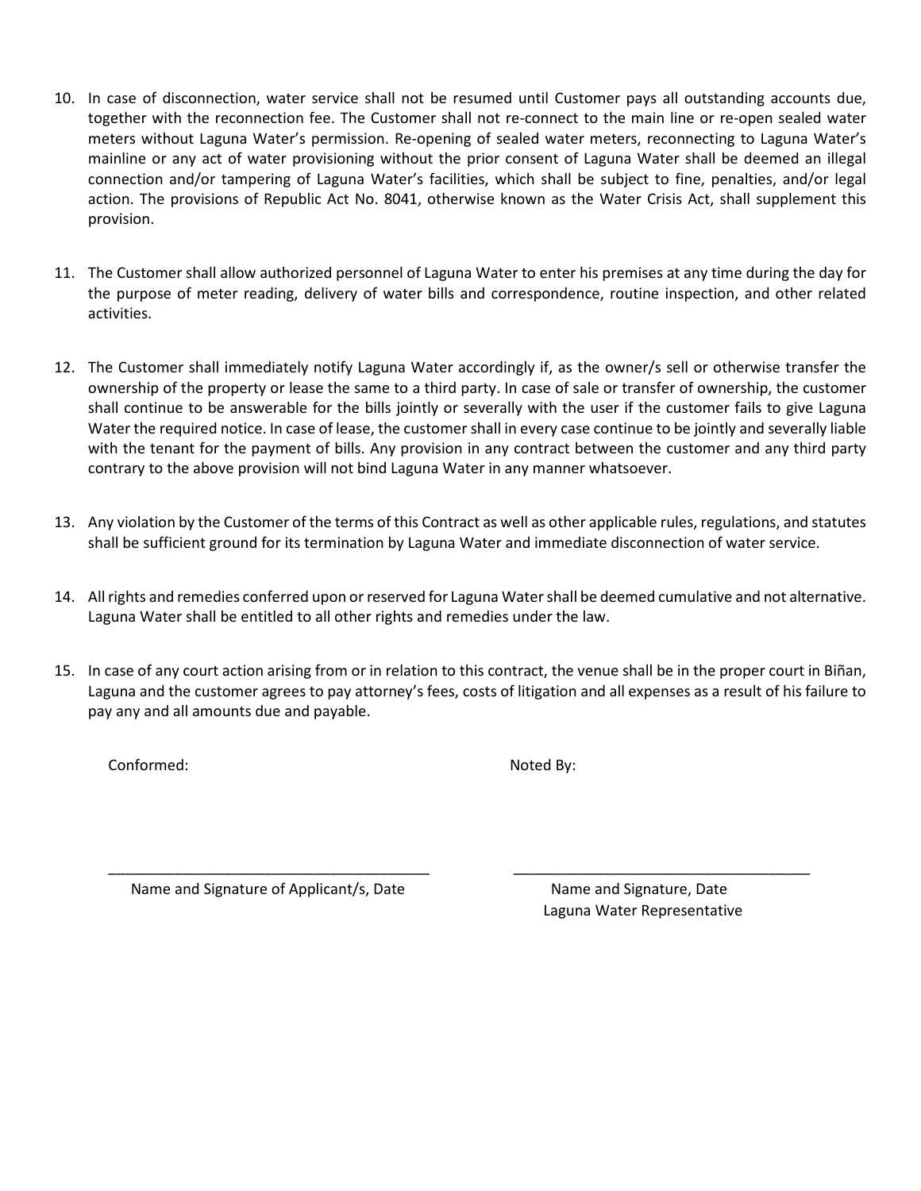10. In case of disconnection, water service shall not be resumed until Customer pays all outstanding accounts due, together with the reconnection fee. The Customer shall not re-connect to the main line or re-open sealed water meters without Laguna Water's permission. Re-opening of sealed water meters, reconnecting to Laguna Water's mainline or any act of water provisioning without the prior consent of Laguna Water shall be deemed an illegal connection and/or tampering of Laguna Water's facilities, which shall be subject to fine, penalties, and/or legal action. The provisions of Republic Act No. 8041, otherwise known as the Water Crisis Act, shall supplement this provision.

11. The Customer shall allow authorized personnel of Laguna Water to enter his premises at any time during the day for the purpose of meter reading, delivery of water bills and correspondence, routine inspection, and other related activities.

12. The Customer shall immediately notify Laguna Water accordingly if, as the owner/s sell or otherwise transfer the ownership of the property or lease the same to a third party. In case of sale or transfer of ownership, the customer shall continue to be answerable for the bills jointly or severally with the user if the customer fails to give Laguna Water the required notice. In case of lease, the customer shall in every case continue to be jointly and severally liable with the tenant for the payment of bills. Any provision in any contract between the customer and any third party contrary to the above provision will not bind Laguna Water in any manner whatsoever.

13. Any violation by the Customer of the terms of this Contract as well as other applicable rules, regulations, and statutes shall be sufficient ground for its termination by Laguna Water and immediate disconnection of water service.

14. All rights and remedies conferred upon or reserved for Laguna Water shall be deemed cumulative and not alternative. Laguna Water shall be entitled to all other rights and remedies under the law.

15. In case of any court action arising from or in relation to this contract, the venue shall be in the proper court in Biñan, Laguna and the customer agrees to pay attorney's fees, costs of litigation and all expenses as a result of his failure to pay any and all amounts due and payable.

Conformed:

\_\_\_\_\_\_\_\_\_\_\_\_\_\_\_\_\_\_\_\_\_\_\_\_\_\_\_\_\_\_\_\_\_\_\_\_\_\_\_\_

Name and Signature of Applicant/s, Date

Noted By:

\_\_\_\_\_\_\_\_\_\_\_\_\_\_\_\_\_\_\_\_\_\_\_\_\_\_\_\_\_\_\_\_\_\_\_\_\_\_\_\_

Name and Signature, Date
Laguna Water Representative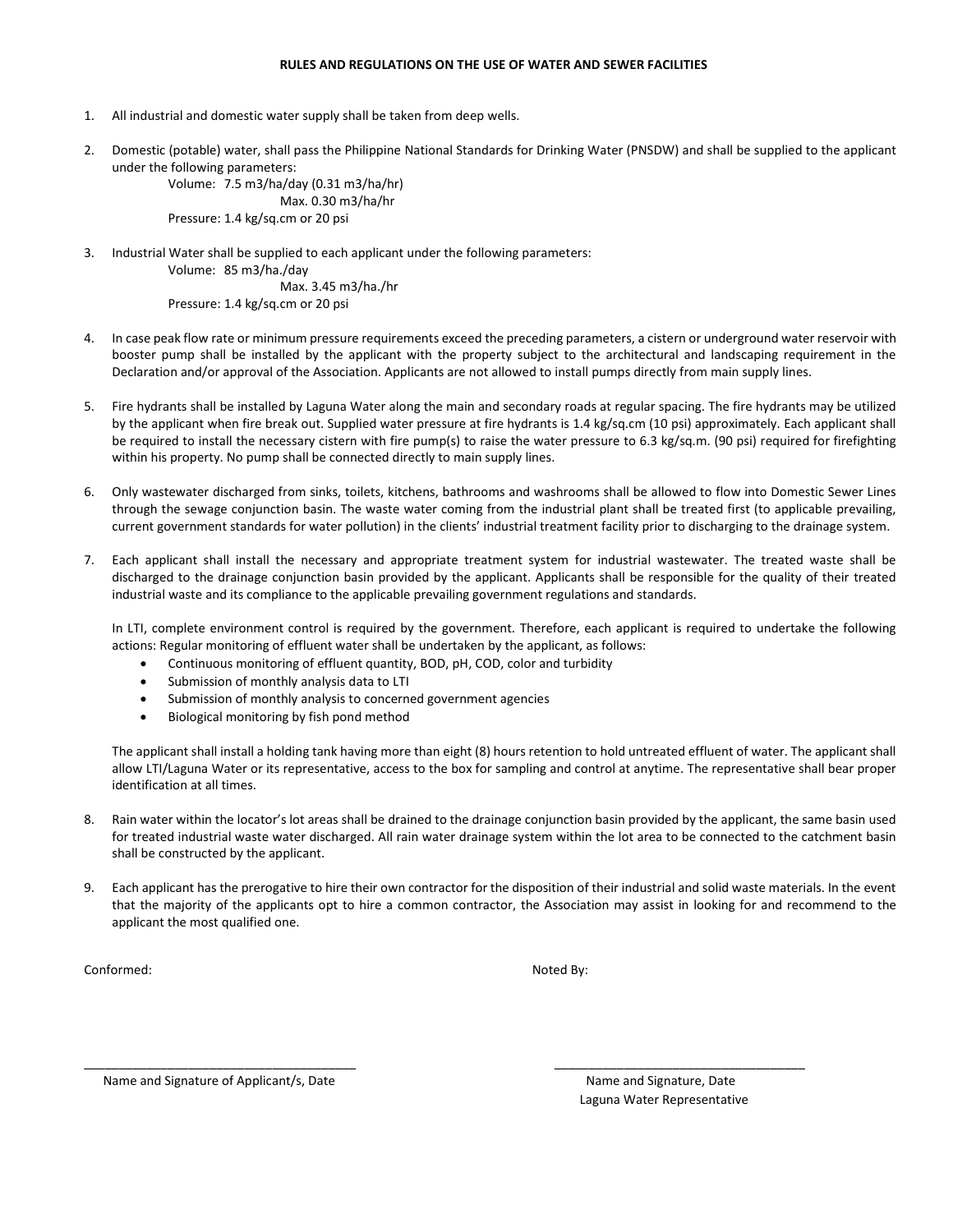**RULES AND REGULATIONS ON THE USE OF WATER AND SEWER FACILITIES**

1. All industrial and domestic water supply shall be taken from deep wells.

2. Domestic (potable) water, shall pass the Philippine National Standards for Drinking Water (PNSDW) and shall be supplied to the applicant under the following parameters:

   Volume: 7.5 m3/ha/day (0.31 m3/ha/hr)
   Max. 0.30 m3/ha/hr
   Pressure: 1.4 kg/sq.cm or 20 psi

3. Industrial Water shall be supplied to each applicant under the following parameters:

   Volume: 85 m3/ha./day
   Max. 3.45 m3/ha./hr
   Pressure: 1.4 kg/sq.cm or 20 psi

4. In case peak flow rate or minimum pressure requirements exceed the preceding parameters, a cistern or underground water reservoir with booster pump shall be installed by the applicant with the property subject to the architectural and landscaping requirement in the Declaration and/or approval of the Association. Applicants are not allowed to install pumps directly from main supply lines.

5. Fire hydrants shall be installed by Laguna Water along the main and secondary roads at regular spacing. The fire hydrants may be utilized by the applicant when fire break out. Supplied water pressure at fire hydrants is 1.4 kg/sq.cm (10 psi) approximately. Each applicant shall be required to install the necessary cistern with fire pump(s) to raise the water pressure to 6.3 kg/sq.m. (90 psi) required for firefighting within his property. No pump shall be connected directly to main supply lines.

6. Only wastewater discharged from sinks, toilets, kitchens, bathrooms and washrooms shall be allowed to flow into Domestic Sewer Lines through the sewage conjunction basin. The waste water coming from the industrial plant shall be treated first (to applicable prevailing, current government standards for water pollution) in the clients' industrial treatment facility prior to discharging to the drainage system.

7. Each applicant shall install the necessary and appropriate treatment system for industrial wastewater. The treated waste shall be discharged to the drainage conjunction basin provided by the applicant. Applicants shall be responsible for the quality of their treated industrial waste and its compliance to the applicable prevailing government regulations and standards.

   In LTI, complete environment control is required by the government. Therefore, each applicant is required to undertake the following actions: Regular monitoring of effluent water shall be undertaken by the applicant, as follows:

   - Continuous monitoring of effluent quantity, BOD, pH, COD, color and turbidity
   - Submission of monthly analysis data to LTI
   - Submission of monthly analysis to concerned government agencies
   - Biological monitoring by fish pond method

   The applicant shall install a holding tank having more than eight (8) hours retention to hold untreated effluent of water. The applicant shall allow LTI/Laguna Water or its representative, access to the box for sampling and control at anytime. The representative shall bear proper identification at all times.

8. Rain water within the locator's lot areas shall be drained to the drainage conjunction basin provided by the applicant, the same basin used for treated industrial waste water discharged. All rain water drainage system within the lot area to be connected to the catchment basin shall be constructed by the applicant.

9. Each applicant has the prerogative to hire their own contractor for the disposition of their industrial and solid waste materials. In the event that the majority of the applicants opt to hire a common contractor, the Association may assist in looking for and recommend to the applicant the most qualified one.

Conformed:

\_\_\_\_\_\_\_\_\_\_\_\_\_\_\_\_\_\_\_\_\_\_\_\_\_\_\_\_\_\_\_\_\_\_\_\_\_\_\_\_
Name and Signature of Applicant/s, Date

Noted By:

\_\_\_\_\_\_\_\_\_\_\_\_\_\_\_\_\_\_\_\_\_\_\_\_\_\_\_\_\_\_\_\_\_\_\_\_\_\_\_\_
Name and Signature, Date
Laguna Water Representative